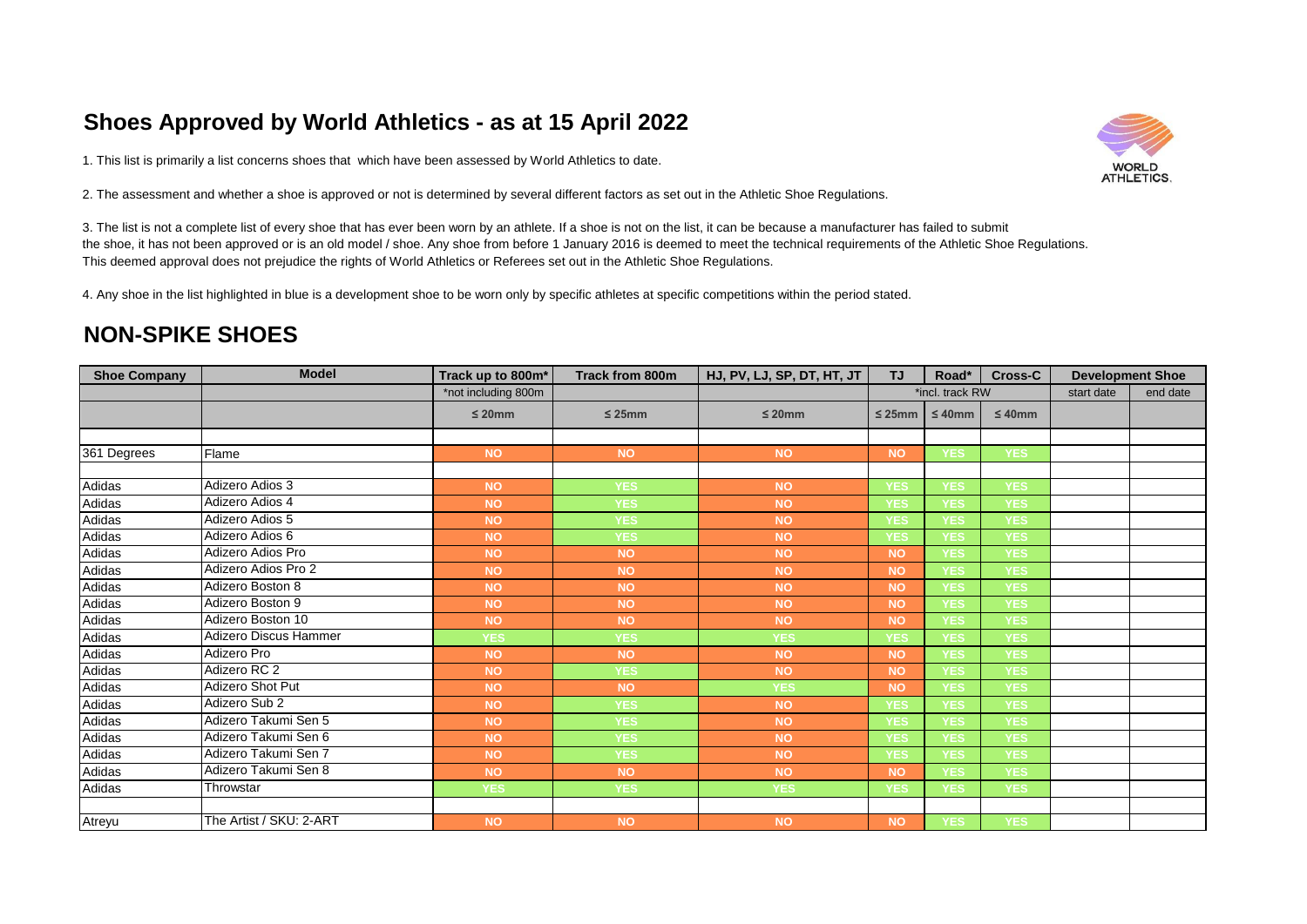# Shoes Approved by World Athletics - as at 15 April 2022

1. This list is primarily a list concerns shoes that which have been assessed by World Athletics to date.

2. The assessment and whether a shoe is approved or not is determined by several different factors as set out in the Athletic Shoe Regulations.

3. The list is not a complete list of every shoe that has ever been worn by an athlete. If a shoe is not on the list, it can be because a manufacturer has failed to submit the shoe, it has not been approved or is an old model / shoe. Any shoe from before 1 January 2016 is deemed to meet the technical requirements of the Athletic Shoe Regulations. This deemed approval does not prejudice the rights of World Athletics or Referees set out in the Athletic Shoe Regulations.

4. Any shoe in the list highlighted in blue is a development shoe to be worn only by specific athletes at specific competitions within the period stated.

## NON-SPIKE SHOES

| Shoe Company | Model | Track up to 800m* | Track from 800m | HJ, PV, LJ, SP, DT, HT, JT | TJ | Road* | Cross-C | Development Shoe | |
|---|---|---|---|---|---|---|---|---|---|
| | | *not including 800m | | | *incl. track RW | | | start date | end date |
| | | ≤ 20mm | ≤ 25mm | ≤ 20mm | ≤ 25mm | ≤ 40mm | ≤ 40mm | | |
| | | | | | | | | | |
| 361 Degrees | Flame | NO | NO | NO | NO | YES | YES | | |
| | | | | | | | | | |
| Adidas | Adizero Adios 3 | NO | YES | NO | YES | YES | YES | | |
| Adidas | Adizero Adios 4 | NO | YES | NO | YES | YES | YES | | |
| Adidas | Adizero Adios 5 | NO | YES | NO | YES | YES | YES | | |
| Adidas | Adizero Adios 6 | NO | YES | NO | YES | YES | YES | | |
| Adidas | Adizero Adios Pro | NO | NO | NO | NO | YES | YES | | |
| Adidas | Adizero Adios Pro 2 | NO | NO | NO | NO | YES | YES | | |
| Adidas | Adizero Boston 8 | NO | NO | NO | NO | YES | YES | | |
| Adidas | Adizero Boston 9 | NO | NO | NO | NO | YES | YES | | |
| Adidas | Adizero Boston 10 | NO | NO | NO | NO | YES | YES | | |
| Adidas | Adizero Discus Hammer | YES | YES | YES | YES | YES | YES | | |
| Adidas | Adizero Pro | NO | NO | NO | NO | YES | YES | | |
| Adidas | Adizero RC 2 | NO | YES | NO | NO | YES | YES | | |
| Adidas | Adizero Shot Put | NO | NO | YES | NO | YES | YES | | |
| Adidas | Adizero Sub 2 | NO | YES | NO | YES | YES | YES | | |
| Adidas | Adizero Takumi Sen 5 | NO | YES | NO | YES | YES | YES | | |
| Adidas | Adizero Takumi Sen 6 | NO | YES | NO | YES | YES | YES | | |
| Adidas | Adizero Takumi Sen 7 | NO | YES | NO | YES | YES | YES | | |
| Adidas | Adizero Takumi Sen 8 | NO | NO | NO | NO | YES | YES | | |
| Adidas | Throwstar | YES | YES | YES | YES | YES | YES | | |
| | | | | | | | | | |
| Atreyu | The Artist / SKU: 2-ART | NO | NO | NO | NO | YES | YES | | |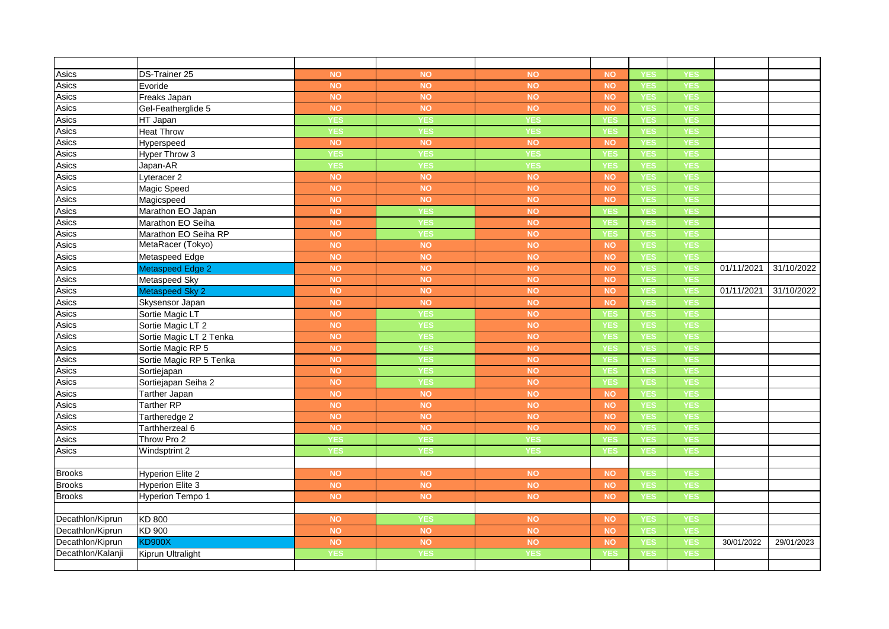| | | | | | | | | | |
|---|---|---|---|---|---|---|---|---|---|
| Asics | DS-Trainer 25 | NO | NO | NO | NO | YES | YES | | |
| Asics | Evoride | NO | NO | NO | NO | YES | YES | | |
| Asics | Freaks Japan | NO | NO | NO | NO | YES | YES | | |
| Asics | Gel-Featherglide 5 | NO | NO | NO | NO | YES | YES | | |
| Asics | HT Japan | YES | YES | YES | YES | YES | YES | | |
| Asics | Heat Throw | YES | YES | YES | YES | YES | YES | | |
| Asics | Hyperspeed | NO | NO | NO | NO | YES | YES | | |
| Asics | Hyper Throw 3 | YES | YES | YES | YES | YES | YES | | |
| Asics | Japan-AR | YES | YES | YES | YES | YES | YES | | |
| Asics | Lyteracer 2 | NO | NO | NO | NO | YES | YES | | |
| Asics | Magic Speed | NO | NO | NO | NO | YES | YES | | |
| Asics | Magicspeed | NO | NO | NO | NO | YES | YES | | |
| Asics | Marathon EO Japan | NO | YES | NO | YES | YES | YES | | |
| Asics | Marathon EO Seiha | NO | YES | NO | YES | YES | YES | | |
| Asics | Marathon EO Seiha RP | NO | YES | NO | YES | YES | YES | | |
| Asics | MetaRacer (Tokyo) | NO | NO | NO | NO | YES | YES | | |
| Asics | Metaspeed Edge | NO | NO | NO | NO | YES | YES | | |
| Asics | Metaspeed Edge 2 | NO | NO | NO | NO | YES | YES | 01/11/2021 | 31/10/2022 |
| Asics | Metaspeed Sky | NO | NO | NO | NO | YES | YES | | |
| Asics | Metaspeed Sky 2 | NO | NO | NO | NO | YES | YES | 01/11/2021 | 31/10/2022 |
| Asics | Skysensor Japan | NO | NO | NO | NO | YES | YES | | |
| Asics | Sortie Magic LT | NO | YES | NO | YES | YES | YES | | |
| Asics | Sortie Magic LT 2 | NO | YES | NO | YES | YES | YES | | |
| Asics | Sortie Magic LT 2 Tenka | NO | YES | NO | YES | YES | YES | | |
| Asics | Sortie Magic RP 5 | NO | YES | NO | YES | YES | YES | | |
| Asics | Sortie Magic RP 5 Tenka | NO | YES | NO | YES | YES | YES | | |
| Asics | Sortiejapan | NO | YES | NO | YES | YES | YES | | |
| Asics | Sortiejapan Seiha 2 | NO | YES | NO | YES | YES | YES | | |
| Asics | Tarther Japan | NO | NO | NO | NO | YES | YES | | |
| Asics | Tarther RP | NO | NO | NO | NO | YES | YES | | |
| Asics | Tartheredge 2 | NO | NO | NO | NO | YES | YES | | |
| Asics | Tarthherzeal 6 | NO | NO | NO | NO | YES | YES | | |
| Asics | Throw Pro 2 | YES | YES | YES | YES | YES | YES | | |
| Asics | Windsptrint 2 | YES | YES | YES | YES | YES | YES | | |
| | | | | | | | | | |
| Brooks | Hyperion Elite 2 | NO | NO | NO | NO | YES | YES | | |
| Brooks | Hyperion Elite 3 | NO | NO | NO | NO | YES | YES | | |
| Brooks | Hyperion Tempo 1 | NO | NO | NO | NO | YES | YES | | |
| | | | | | | | | | |
| Decathlon/Kiprun | KD 800 | NO | YES | NO | NO | YES | YES | | |
| Decathlon/Kiprun | KD 900 | NO | NO | NO | NO | YES | YES | | |
| Decathlon/Kiprun | KD900X | NO | NO | NO | NO | YES | YES | 30/01/2022 | 29/01/2023 |
| Decathlon/Kalanji | Kiprun Ultralight | YES | YES | YES | YES | YES | YES | | |
| | | | | | | | | | |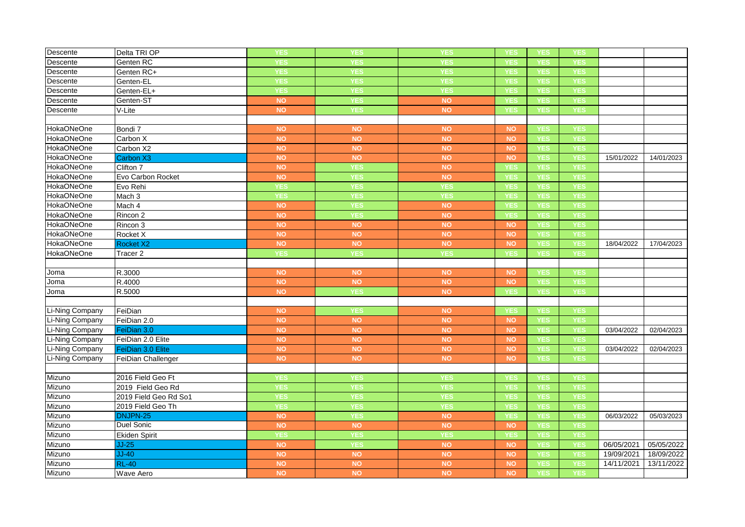| | | | | | | | | | |
|---|---|---|---|---|---|---|---|---|---|
| Descente | Delta TRI OP | YES | YES | YES | YES | YES | YES | | |
| Descente | Genten RC | YES | YES | YES | YES | YES | YES | | |
| Descente | Genten RC+ | YES | YES | YES | YES | YES | YES | | |
| Descente | Genten-EL | YES | YES | YES | YES | YES | YES | | |
| Descente | Genten-EL+ | YES | YES | YES | YES | YES | YES | | |
| Descente | Genten-ST | NO | YES | NO | YES | YES | YES | | |
| Descente | V-Lite | NO | YES | NO | YES | YES | YES | | |
| | | | | | | | | | |
| HokaONeOne | Bondi 7 | NO | NO | NO | NO | YES | YES | | |
| HokaONeOne | Carbon X | NO | NO | NO | NO | YES | YES | | |
| HokaONeOne | Carbon X2 | NO | NO | NO | NO | YES | YES | | |
| HokaONeOne | Carbon X3 | NO | NO | NO | NO | YES | YES | 15/01/2022 | 14/01/2023 |
| HokaONeOne | Clifton 7 | NO | YES | NO | YES | YES | YES | | |
| HokaONeOne | Evo Carbon Rocket | NO | YES | NO | YES | YES | YES | | |
| HokaONeOne | Evo Rehi | YES | YES | YES | YES | YES | YES | | |
| HokaONeOne | Mach 3 | YES | YES | YES | YES | YES | YES | | |
| HokaONeOne | Mach 4 | NO | YES | NO | YES | YES | YES | | |
| HokaONeOne | Rincon 2 | NO | YES | NO | YES | YES | YES | | |
| HokaONeOne | Rincon 3 | NO | NO | NO | NO | YES | YES | | |
| HokaONeOne | Rocket X | NO | NO | NO | NO | YES | YES | | |
| HokaONeOne | Rocket X2 | NO | NO | NO | NO | YES | YES | 18/04/2022 | 17/04/2023 |
| HokaONeOne | Tracer 2 | YES | YES | YES | YES | YES | YES | | |
| | | | | | | | | | |
| Joma | R.3000 | NO | NO | NO | NO | YES | YES | | |
| Joma | R.4000 | NO | NO | NO | NO | YES | YES | | |
| Joma | R.5000 | NO | YES | NO | YES | YES | YES | | |
| | | | | | | | | | |
| Li-Ning Company | FeiDian | NO | YES | NO | YES | YES | YES | | |
| Li-Ning Company | FeiDian 2.0 | NO | NO | NO | NO | YES | YES | | |
| Li-Ning Company | FeiDian 3.0 | NO | NO | NO | NO | YES | YES | 03/04/2022 | 02/04/2023 |
| Li-Ning Company | FeiDian 2.0 Elite | NO | NO | NO | NO | YES | YES | | |
| Li-Ning Company | FeiDian 3.0 Elite | NO | NO | NO | NO | YES | YES | 03/04/2022 | 02/04/2023 |
| Li-Ning Company | FeiDian Challenger | NO | NO | NO | NO | YES | YES | | |
| | | | | | | | | | |
| Mizuno | 2016 Field Geo Ft | YES | YES | YES | YES | YES | YES | | |
| Mizuno | 2019 Field Geo Rd | YES | YES | YES | YES | YES | YES | | |
| Mizuno | 2019 Field Geo Rd So1 | YES | YES | YES | YES | YES | YES | | |
| Mizuno | 2019 Field Geo Th | YES | YES | YES | YES | YES | YES | | |
| Mizuno | DNJPN-25 | NO | YES | NO | YES | YES | YES | 06/03/2022 | 05/03/2023 |
| Mizuno | Duel Sonic | NO | NO | NO | NO | YES | YES | | |
| Mizuno | Ekiden Spirit | YES | YES | YES | YES | YES | YES | | |
| Mizuno | JJ-25 | NO | YES | NO | NO | YES | YES | 06/05/2021 | 05/05/2022 |
| Mizuno | JJ-40 | NO | NO | NO | NO | YES | YES | 19/09/2021 | 18/09/2022 |
| Mizuno | RL-40 | NO | NO | NO | NO | YES | YES | 14/11/2021 | 13/11/2022 |
| Mizuno | Wave Aero | NO | NO | NO | NO | YES | YES | | |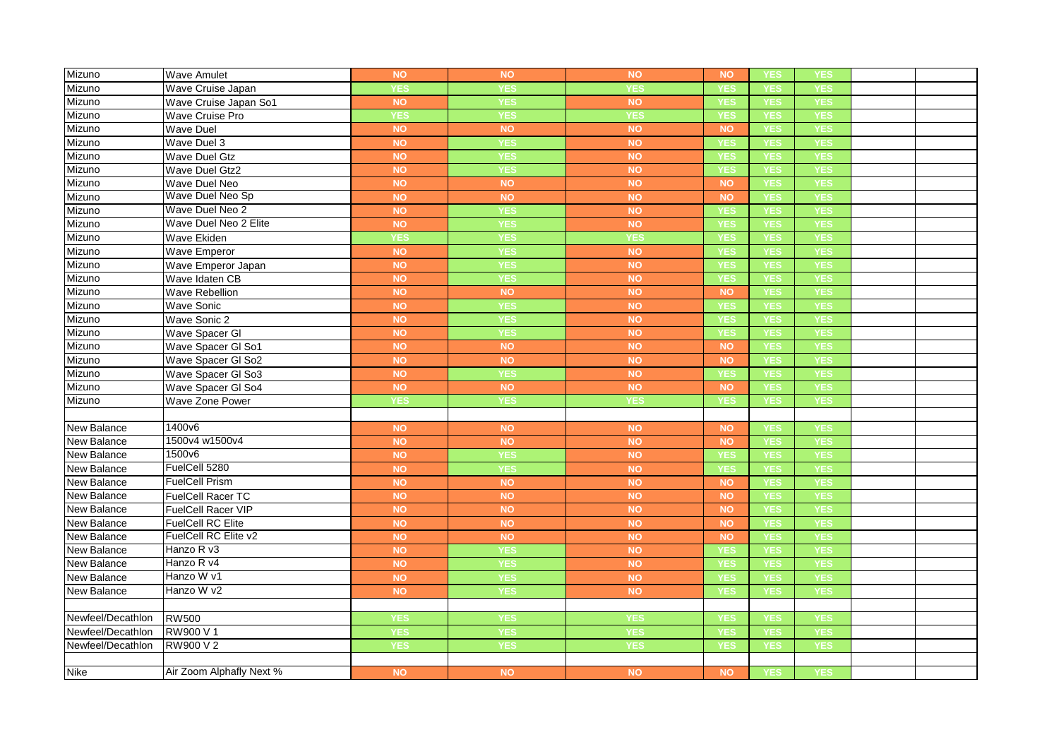| | | | | | | | | | |
|---|---|---|---|---|---|---|---|---|---|
| Mizuno | Wave Amulet | NO | NO | NO | NO | YES | YES | | |
| Mizuno | Wave Cruise Japan | YES | YES | YES | YES | YES | YES | | |
| Mizuno | Wave Cruise Japan So1 | NO | YES | NO | YES | YES | YES | | |
| Mizuno | Wave Cruise Pro | YES | YES | YES | YES | YES | YES | | |
| Mizuno | Wave Duel | NO | NO | NO | NO | YES | YES | | |
| Mizuno | Wave Duel 3 | NO | YES | NO | YES | YES | YES | | |
| Mizuno | Wave Duel Gtz | NO | YES | NO | YES | YES | YES | | |
| Mizuno | Wave Duel Gtz2 | NO | YES | NO | YES | YES | YES | | |
| Mizuno | Wave Duel Neo | NO | NO | NO | NO | YES | YES | | |
| Mizuno | Wave Duel Neo Sp | NO | NO | NO | NO | YES | YES | | |
| Mizuno | Wave Duel Neo 2 | NO | YES | NO | YES | YES | YES | | |
| Mizuno | Wave Duel Neo 2 Elite | NO | YES | NO | YES | YES | YES | | |
| Mizuno | Wave Ekiden | YES | YES | YES | YES | YES | YES | | |
| Mizuno | Wave Emperor | NO | YES | NO | YES | YES | YES | | |
| Mizuno | Wave Emperor Japan | NO | YES | NO | YES | YES | YES | | |
| Mizuno | Wave Idaten CB | NO | YES | NO | YES | YES | YES | | |
| Mizuno | Wave Rebellion | NO | NO | NO | NO | YES | YES | | |
| Mizuno | Wave Sonic | NO | YES | NO | YES | YES | YES | | |
| Mizuno | Wave Sonic 2 | NO | YES | NO | YES | YES | YES | | |
| Mizuno | Wave Spacer Gl | NO | YES | NO | YES | YES | YES | | |
| Mizuno | Wave Spacer Gl So1 | NO | NO | NO | NO | YES | YES | | |
| Mizuno | Wave Spacer Gl So2 | NO | NO | NO | NO | YES | YES | | |
| Mizuno | Wave Spacer Gl So3 | NO | YES | NO | YES | YES | YES | | |
| Mizuno | Wave Spacer Gl So4 | NO | NO | NO | NO | YES | YES | | |
| Mizuno | Wave Zone Power | YES | YES | YES | YES | YES | YES | | |
| | | | | | | | | | |
| New Balance | 1400v6 | NO | NO | NO | NO | YES | YES | | |
| New Balance | 1500v4 w1500v4 | NO | NO | NO | NO | YES | YES | | |
| New Balance | 1500v6 | NO | YES | NO | YES | YES | YES | | |
| New Balance | FuelCell 5280 | NO | YES | NO | YES | YES | YES | | |
| New Balance | FuelCell Prism | NO | NO | NO | NO | YES | YES | | |
| New Balance | FuelCell Racer TC | NO | NO | NO | NO | YES | YES | | |
| New Balance | FuelCell Racer VIP | NO | NO | NO | NO | YES | YES | | |
| New Balance | FuelCell RC Elite | NO | NO | NO | NO | YES | YES | | |
| New Balance | FuelCell RC Elite v2 | NO | NO | NO | NO | YES | YES | | |
| New Balance | Hanzo R v3 | NO | YES | NO | YES | YES | YES | | |
| New Balance | Hanzo R v4 | NO | YES | NO | YES | YES | YES | | |
| New Balance | Hanzo W v1 | NO | YES | NO | YES | YES | YES | | |
| New Balance | Hanzo W v2 | NO | YES | NO | YES | YES | YES | | |
| | | | | | | | | | |
| Newfeel/Decathlon | RW500 | YES | YES | YES | YES | YES | YES | | |
| Newfeel/Decathlon | RW900 V 1 | YES | YES | YES | YES | YES | YES | | |
| Newfeel/Decathlon | RW900 V 2 | YES | YES | YES | YES | YES | YES | | |
| | | | | | | | | | |
| Nike | Air Zoom Alphafly Next % | NO | NO | NO | NO | YES | YES | | |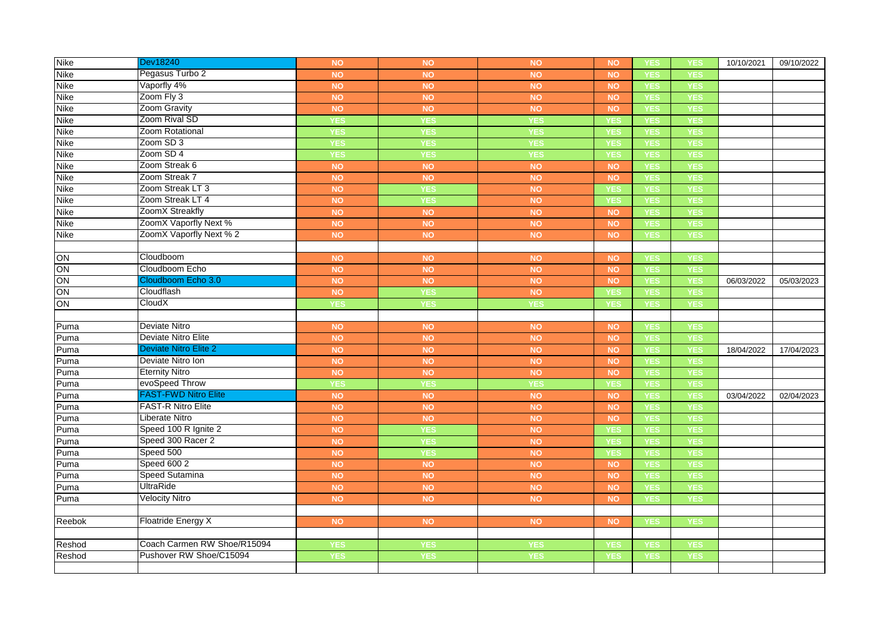| | | | | | | | | | |
|---|---|---|---|---|---|---|---|---|---|
| Nike | Dev18240 | NO | NO | NO | NO | YES | YES | 10/10/2021 | 09/10/2022 |
| Nike | Pegasus Turbo 2 | NO | NO | NO | NO | YES | YES | | |
| Nike | Vaporfly 4% | NO | NO | NO | NO | YES | YES | | |
| Nike | Zoom Fly 3 | NO | NO | NO | NO | YES | YES | | |
| Nike | Zoom Gravity | NO | NO | NO | NO | YES | YES | | |
| Nike | Zoom Rival SD | YES | YES | YES | YES | YES | YES | | |
| Nike | Zoom Rotational | YES | YES | YES | YES | YES | YES | | |
| Nike | Zoom SD 3 | YES | YES | YES | YES | YES | YES | | |
| Nike | Zoom SD 4 | YES | YES | YES | YES | YES | YES | | |
| Nike | Zoom Streak 6 | NO | NO | NO | NO | YES | YES | | |
| Nike | Zoom Streak 7 | NO | NO | NO | NO | YES | YES | | |
| Nike | Zoom Streak LT 3 | NO | YES | NO | YES | YES | YES | | |
| Nike | Zoom Streak LT 4 | NO | YES | NO | YES | YES | YES | | |
| Nike | ZoomX Streakfly | NO | NO | NO | NO | YES | YES | | |
| Nike | ZoomX Vaporfly Next % | NO | NO | NO | NO | YES | YES | | |
| Nike | ZoomX Vaporfly Next % 2 | NO | NO | NO | NO | YES | YES | | |
| | | | | | | | | | |
| ON | Cloudboom | NO | NO | NO | NO | YES | YES | | |
| ON | Cloudboom Echo | NO | NO | NO | NO | YES | YES | | |
| ON | Cloudboom Echo 3.0 | NO | NO | NO | NO | YES | YES | 06/03/2022 | 05/03/2023 |
| ON | Cloudflash | NO | YES | NO | YES | YES | YES | | |
| ON | CloudX | YES | YES | YES | YES | YES | YES | | |
| | | | | | | | | | |
| Puma | Deviate Nitro | NO | NO | NO | NO | YES | YES | | |
| Puma | Deviate Nitro Elite | NO | NO | NO | NO | YES | YES | | |
| Puma | Deviate Nitro Elite 2 | NO | NO | NO | NO | YES | YES | 18/04/2022 | 17/04/2023 |
| Puma | Deviate Nitro Ion | NO | NO | NO | NO | YES | YES | | |
| Puma | Eternity Nitro | NO | NO | NO | NO | YES | YES | | |
| Puma | evoSpeed Throw | YES | YES | YES | YES | YES | YES | | |
| Puma | FAST-FWD Nitro Elite | NO | NO | NO | NO | YES | YES | 03/04/2022 | 02/04/2023 |
| Puma | FAST-R Nitro Elite | NO | NO | NO | NO | YES | YES | | |
| Puma | Liberate Nitro | NO | NO | NO | NO | YES | YES | | |
| Puma | Speed 100 R Ignite 2 | NO | YES | NO | YES | YES | YES | | |
| Puma | Speed 300 Racer 2 | NO | YES | NO | YES | YES | YES | | |
| Puma | Speed 500 | NO | YES | NO | YES | YES | YES | | |
| Puma | Speed 600 2 | NO | NO | NO | NO | YES | YES | | |
| Puma | Speed Sutamina | NO | NO | NO | NO | YES | YES | | |
| Puma | UltraRide | NO | NO | NO | NO | YES | YES | | |
| Puma | Velocity Nitro | NO | NO | NO | NO | YES | YES | | |
| | | | | | | | | | |
| Reebok | Floatride Energy X | NO | NO | NO | NO | YES | YES | | |
| | | | | | | | | | |
| Reshod | Coach Carmen RW Shoe/R15094 | YES | YES | YES | YES | YES | YES | | |
| Reshod | Pushover RW Shoe/C15094 | YES | YES | YES | YES | YES | YES | | |
| | | | | | | | | | |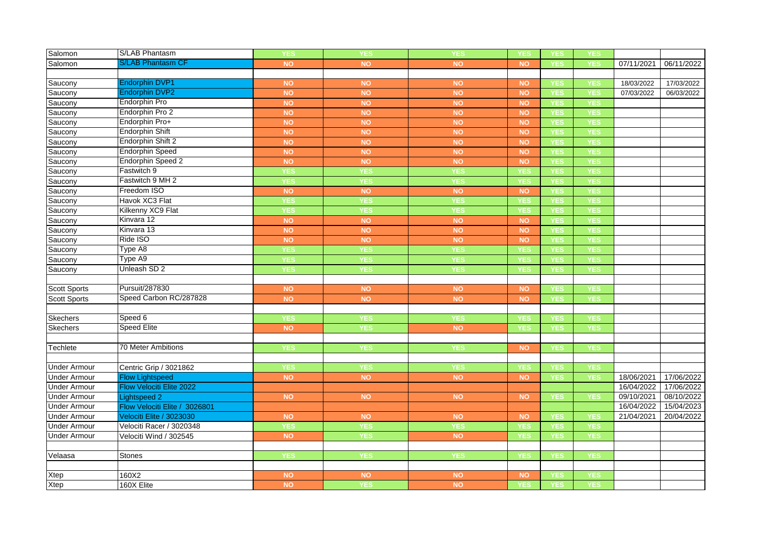| | | | | | | | | | |
|---|---|---|---|---|---|---|---|---|---|
| Salomon | S/LAB Phantasm | YES | YES | YES | YES | YES | YES | | |
| Salomon | S/LAB Phantasm CF | NO | NO | NO | NO | YES | YES | 07/11/2021 | 06/11/2022 |
| | | | | | | | | | |
| Saucony | Endorphin DVP1 | NO | NO | NO | NO | YES | YES | 18/03/2022 | 17/03/2022 |
| Saucony | Endorphin DVP2 | NO | NO | NO | NO | YES | YES | 07/03/2022 | 06/03/2022 |
| Saucony | Endorphin Pro | NO | NO | NO | NO | YES | YES | | |
| Saucony | Endorphin Pro 2 | NO | NO | NO | NO | YES | YES | | |
| Saucony | Endorphin Pro+ | NO | NO | NO | NO | YES | YES | | |
| Saucony | Endorphin Shift | NO | NO | NO | NO | YES | YES | | |
| Saucony | Endorphin Shift 2 | NO | NO | NO | NO | YES | YES | | |
| Saucony | Endorphin Speed | NO | NO | NO | NO | YES | YES | | |
| Saucony | Endorphin Speed 2 | NO | NO | NO | NO | YES | YES | | |
| Saucony | Fastwitch 9 | YES | YES | YES | YES | YES | YES | | |
| Saucony | Fastwitch 9 MH 2 | YES | YES | YES | YES | YES | YES | | |
| Saucony | Freedom ISO | NO | NO | NO | NO | YES | YES | | |
| Saucony | Havok XC3 Flat | YES | YES | YES | YES | YES | YES | | |
| Saucony | Kilkenny XC9 Flat | YES | YES | YES | YES | YES | YES | | |
| Saucony | Kinvara 12 | NO | NO | NO | NO | YES | YES | | |
| Saucony | Kinvara 13 | NO | NO | NO | NO | YES | YES | | |
| Saucony | Ride ISO | NO | NO | NO | NO | YES | YES | | |
| Saucony | Type A8 | YES | YES | YES | YES | YES | YES | | |
| Saucony | Type A9 | YES | YES | YES | YES | YES | YES | | |
| Saucony | Unleash SD 2 | YES | YES | YES | YES | YES | YES | | |
| | | | | | | | | | |
| Scott Sports | Pursuit/287830 | NO | NO | NO | NO | YES | YES | | |
| Scott Sports | Speed Carbon RC/287828 | NO | NO | NO | NO | YES | YES | | |
| | | | | | | | | | |
| Skechers | Speed 6 | YES | YES | YES | YES | YES | YES | | |
| Skechers | Speed Elite | NO | YES | NO | YES | YES | YES | | |
| | | | | | | | | | |
| Techlete | 70 Meter Ambitions | YES | YES | YES | NO | YES | YES | | |
| | | | | | | | | | |
| Under Armour | Centric Grip / 3021862 | YES | YES | YES | YES | YES | YES | | |
| Under Armour | Flow Lightspeed | NO | NO | NO | NO | YES | YES | 18/06/2021 | 17/06/2022 |
| Under Armour | Flow Velociti Elite 2022 | | | | | | | 16/04/2022 | 17/06/2022 |
| Under Armour | Lightspeed 2 | NO | NO | NO | NO | YES | YES | 09/10/2021 | 08/10/2022 |
| Under Armour | Flow Velociti Elite / 3026801 | | | | | | | 16/04/2022 | 15/04/2023 |
| Under Armour | Velociti Elite / 3023030 | NO | NO | NO | NO | YES | YES | 21/04/2021 | 20/04/2022 |
| Under Armour | Velociti Racer / 3020348 | YES | YES | YES | YES | YES | YES | | |
| Under Armour | Velociti Wind / 302545 | NO | YES | NO | YES | YES | YES | | |
| | | | | | | | | | |
| Velaasa | Stones | YES | YES | YES | YES | YES | YES | | |
| | | | | | | | | | |
| Xtep | 160X2 | NO | NO | NO | NO | YES | YES | | |
| Xtep | 160X Elite | NO | YES | NO | YES | YES | YES | | |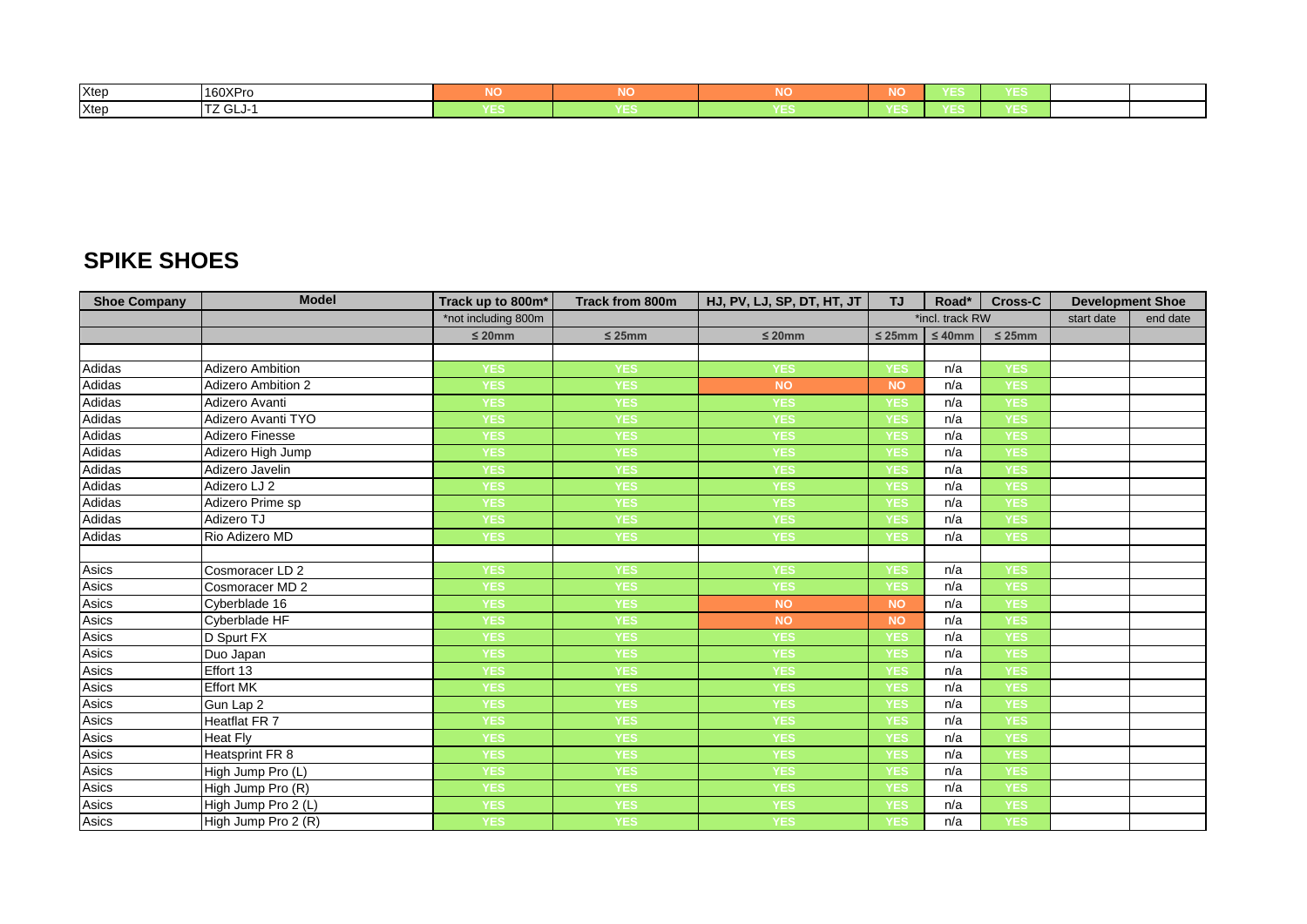| Xtep | 160XPro | NO | NO | NO | NO | YES | YES | | |
|---|---|---|---|---|---|---|---|---|---|
| Xtep | TZ GLJ-1 | YES | YES | YES | YES | YES | YES | | |

## SPIKE SHOES

| Shoe Company | Model | Track up to 800m* | Track from 800m | HJ, PV, LJ, SP, DT, HT, JT | TJ | Road* | Cross-C | Development Shoe | |
|---|---|---|---|---|---|---|---|---|---|
| | | *not including 800m | | | *incl. track RW | | | start date | end date |
| | | ≤ 20mm | ≤ 25mm | ≤ 20mm | ≤ 25mm | ≤ 40mm | ≤ 25mm | | |
| | | | | | | | | | |
| Adidas | Adizero Ambition | YES | YES | YES | YES | n/a | YES | | |
| Adidas | Adizero Ambition 2 | YES | YES | NO | NO | n/a | YES | | |
| Adidas | Adizero Avanti | YES | YES | YES | YES | n/a | YES | | |
| Adidas | Adizero Avanti TYO | YES | YES | YES | YES | n/a | YES | | |
| Adidas | Adizero Finesse | YES | YES | YES | YES | n/a | YES | | |
| Adidas | Adizero High Jump | YES | YES | YES | YES | n/a | YES | | |
| Adidas | Adizero Javelin | YES | YES | YES | YES | n/a | YES | | |
| Adidas | Adizero LJ 2 | YES | YES | YES | YES | n/a | YES | | |
| Adidas | Adizero Prime sp | YES | YES | YES | YES | n/a | YES | | |
| Adidas | Adizero TJ | YES | YES | YES | YES | n/a | YES | | |
| Adidas | Rio Adizero MD | YES | YES | YES | YES | n/a | YES | | |
| | | | | | | | | | |
| Asics | Cosmoracer LD 2 | YES | YES | YES | YES | n/a | YES | | |
| Asics | Cosmoracer MD 2 | YES | YES | YES | YES | n/a | YES | | |
| Asics | Cyberblade 16 | YES | YES | NO | NO | n/a | YES | | |
| Asics | Cyberblade HF | YES | YES | NO | NO | n/a | YES | | |
| Asics | D Spurt FX | YES | YES | YES | YES | n/a | YES | | |
| Asics | Duo Japan | YES | YES | YES | YES | n/a | YES | | |
| Asics | Effort 13 | YES | YES | YES | YES | n/a | YES | | |
| Asics | Effort MK | YES | YES | YES | YES | n/a | YES | | |
| Asics | Gun Lap 2 | YES | YES | YES | YES | n/a | YES | | |
| Asics | Heatflat FR 7 | YES | YES | YES | YES | n/a | YES | | |
| Asics | Heat Fly | YES | YES | YES | YES | n/a | YES | | |
| Asics | Heatsprint FR 8 | YES | YES | YES | YES | n/a | YES | | |
| Asics | High Jump Pro (L) | YES | YES | YES | YES | n/a | YES | | |
| Asics | High Jump Pro (R) | YES | YES | YES | YES | n/a | YES | | |
| Asics | High Jump Pro 2 (L) | YES | YES | YES | YES | n/a | YES | | |
| Asics | High Jump Pro 2 (R) | YES | YES | YES | YES | n/a | YES | | |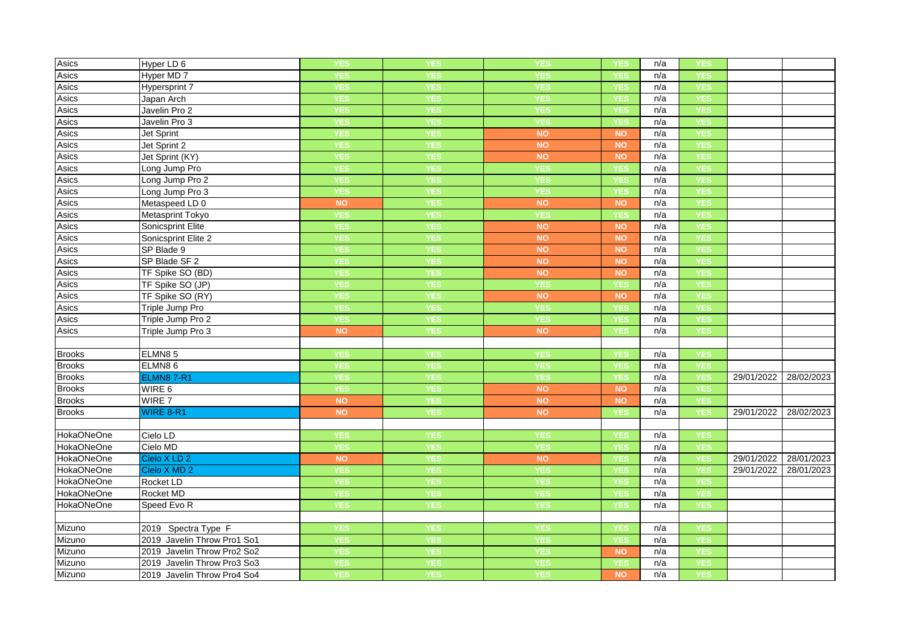| | | | | | | | | | |
|---|---|---|---|---|---|---|---|---|---|
| Asics | Hyper LD 6 | YES | YES | YES | YES | n/a | YES | | |
| Asics | Hyper MD 7 | YES | YES | YES | YES | n/a | YES | | |
| Asics | Hypersprint 7 | YES | YES | YES | YES | n/a | YES | | |
| Asics | Japan Arch | YES | YES | YES | YES | n/a | YES | | |
| Asics | Javelin Pro 2 | YES | YES | YES | YES | n/a | YES | | |
| Asics | Javelin Pro 3 | YES | YES | YES | YES | n/a | YES | | |
| Asics | Jet Sprint | YES | YES | NO | NO | n/a | YES | | |
| Asics | Jet Sprint 2 | YES | YES | NO | NO | n/a | YES | | |
| Asics | Jet Sprint (KY) | YES | YES | NO | NO | n/a | YES | | |
| Asics | Long Jump Pro | YES | YES | YES | YES | n/a | YES | | |
| Asics | Long Jump Pro 2 | YES | YES | YES | YES | n/a | YES | | |
| Asics | Long Jump Pro 3 | YES | YES | YES | YES | n/a | YES | | |
| Asics | Metaspeed LD 0 | NO | YES | NO | NO | n/a | YES | | |
| Asics | Metasprint Tokyo | YES | YES | YES | YES | n/a | YES | | |
| Asics | Sonicsprint Elite | YES | YES | NO | NO | n/a | YES | | |
| Asics | Sonicsprint Elite 2 | YES | YES | NO | NO | n/a | YES | | |
| Asics | SP Blade 9 | YES | YES | NO | NO | n/a | YES | | |
| Asics | SP Blade SF 2 | YES | YES | NO | NO | n/a | YES | | |
| Asics | TF Spike SO (BD) | YES | YES | NO | NO | n/a | YES | | |
| Asics | TF Spike SO (JP) | YES | YES | YES | YES | n/a | YES | | |
| Asics | TF Spike SO (RY) | YES | YES | NO | NO | n/a | YES | | |
| Asics | Triple Jump Pro | YES | YES | YES | YES | n/a | YES | | |
| Asics | Triple Jump Pro 2 | YES | YES | YES | YES | n/a | YES | | |
| Asics | Triple Jump Pro 3 | NO | YES | NO | YES | n/a | YES | | |
| | | | | | | | | | |
| Brooks | ELMN8 5 | YES | YES | YES | YES | n/a | YES | | |
| Brooks | ELMN8 6 | YES | YES | YES | YES | n/a | YES | | |
| Brooks | ELMN8 7-R1 | YES | YES | YES | YES | n/a | YES | 29/01/2022 | 28/02/2023 |
| Brooks | WIRE 6 | YES | YES | NO | NO | n/a | YES | | |
| Brooks | WIRE 7 | NO | YES | NO | NO | n/a | YES | | |
| Brooks | WIRE 8-R1 | NO | YES | NO | YES | n/a | YES | 29/01/2022 | 28/02/2023 |
| | | | | | | | | | |
| HokaONeOne | Cielo LD | YES | YES | YES | YES | n/a | YES | | |
| HokaONeOne | Cielo MD | YES | YES | YES | YES | n/a | YES | | |
| HokaONeOne | Cielo X LD 2 | NO | YES | NO | YES | n/a | YES | 29/01/2022 | 28/01/2023 |
| HokaONeOne | Cielo X MD 2 | YES | YES | YES | YES | n/a | YES | 29/01/2022 | 28/01/2023 |
| HokaONeOne | Rocket LD | YES | YES | YES | YES | n/a | YES | | |
| HokaONeOne | Rocket MD | YES | YES | YES | YES | n/a | YES | | |
| HokaONeOne | Speed Evo R | YES | YES | YES | YES | n/a | YES | | |
| | | | | | | | | | |
| Mizuno | 2019 Spectra Type F | YES | YES | YES | YES | n/a | YES | | |
| Mizuno | 2019 Javelin Throw Pro1 So1 | YES | YES | YES | YES | n/a | YES | | |
| Mizuno | 2019 Javelin Throw Pro2 So2 | YES | YES | YES | NO | n/a | YES | | |
| Mizuno | 2019 Javelin Throw Pro3 So3 | YES | YES | YES | YES | n/a | YES | | |
| Mizuno | 2019 Javelin Throw Pro4 So4 | YES | YES | YES | NO | n/a | YES | | |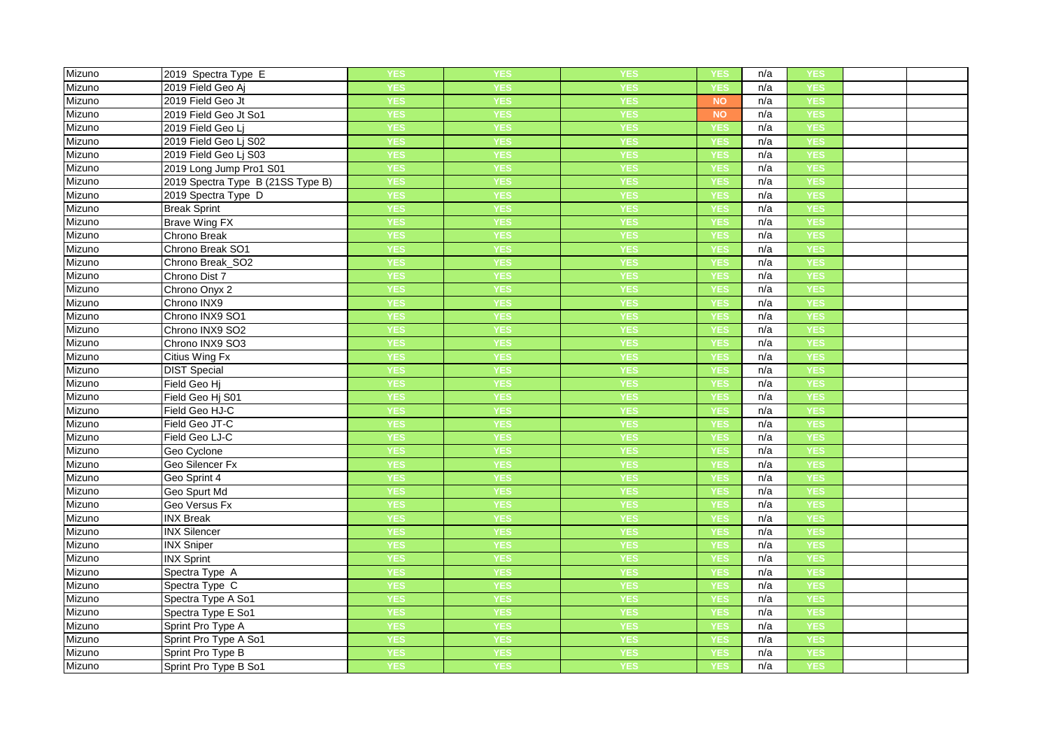| | | | | | | | | | |
|---|---|---|---|---|---|---|---|---|---|
| Mizuno | 2019 Spectra Type E | YES | YES | YES | YES | n/a | YES | | |
| Mizuno | 2019 Field Geo Aj | YES | YES | YES | YES | n/a | YES | | |
| Mizuno | 2019 Field Geo Jt | YES | YES | YES | NO | n/a | YES | | |
| Mizuno | 2019 Field Geo Jt So1 | YES | YES | YES | NO | n/a | YES | | |
| Mizuno | 2019 Field Geo Lj | YES | YES | YES | YES | n/a | YES | | |
| Mizuno | 2019 Field Geo Lj S02 | YES | YES | YES | YES | n/a | YES | | |
| Mizuno | 2019 Field Geo Lj S03 | YES | YES | YES | YES | n/a | YES | | |
| Mizuno | 2019 Long Jump Pro1 S01 | YES | YES | YES | YES | n/a | YES | | |
| Mizuno | 2019 Spectra Type B (21SS Type B) | YES | YES | YES | YES | n/a | YES | | |
| Mizuno | 2019 Spectra Type D | YES | YES | YES | YES | n/a | YES | | |
| Mizuno | Break Sprint | YES | YES | YES | YES | n/a | YES | | |
| Mizuno | Brave Wing FX | YES | YES | YES | YES | n/a | YES | | |
| Mizuno | Chrono Break | YES | YES | YES | YES | n/a | YES | | |
| Mizuno | Chrono Break SO1 | YES | YES | YES | YES | n/a | YES | | |
| Mizuno | Chrono Break_SO2 | YES | YES | YES | YES | n/a | YES | | |
| Mizuno | Chrono Dist 7 | YES | YES | YES | YES | n/a | YES | | |
| Mizuno | Chrono Onyx 2 | YES | YES | YES | YES | n/a | YES | | |
| Mizuno | Chrono INX9 | YES | YES | YES | YES | n/a | YES | | |
| Mizuno | Chrono INX9 SO1 | YES | YES | YES | YES | n/a | YES | | |
| Mizuno | Chrono INX9 SO2 | YES | YES | YES | YES | n/a | YES | | |
| Mizuno | Chrono INX9 SO3 | YES | YES | YES | YES | n/a | YES | | |
| Mizuno | Citius Wing Fx | YES | YES | YES | YES | n/a | YES | | |
| Mizuno | DIST Special | YES | YES | YES | YES | n/a | YES | | |
| Mizuno | Field Geo Hj | YES | YES | YES | YES | n/a | YES | | |
| Mizuno | Field Geo Hj S01 | YES | YES | YES | YES | n/a | YES | | |
| Mizuno | Field Geo HJ-C | YES | YES | YES | YES | n/a | YES | | |
| Mizuno | Field Geo JT-C | YES | YES | YES | YES | n/a | YES | | |
| Mizuno | Field Geo LJ-C | YES | YES | YES | YES | n/a | YES | | |
| Mizuno | Geo Cyclone | YES | YES | YES | YES | n/a | YES | | |
| Mizuno | Geo Silencer Fx | YES | YES | YES | YES | n/a | YES | | |
| Mizuno | Geo Sprint 4 | YES | YES | YES | YES | n/a | YES | | |
| Mizuno | Geo Spurt Md | YES | YES | YES | YES | n/a | YES | | |
| Mizuno | Geo Versus Fx | YES | YES | YES | YES | n/a | YES | | |
| Mizuno | INX Break | YES | YES | YES | YES | n/a | YES | | |
| Mizuno | INX Silencer | YES | YES | YES | YES | n/a | YES | | |
| Mizuno | INX Sniper | YES | YES | YES | YES | n/a | YES | | |
| Mizuno | INX Sprint | YES | YES | YES | YES | n/a | YES | | |
| Mizuno | Spectra Type A | YES | YES | YES | YES | n/a | YES | | |
| Mizuno | Spectra Type C | YES | YES | YES | YES | n/a | YES | | |
| Mizuno | Spectra Type A So1 | YES | YES | YES | YES | n/a | YES | | |
| Mizuno | Spectra Type E So1 | YES | YES | YES | YES | n/a | YES | | |
| Mizuno | Sprint Pro Type A | YES | YES | YES | YES | n/a | YES | | |
| Mizuno | Sprint Pro Type A So1 | YES | YES | YES | YES | n/a | YES | | |
| Mizuno | Sprint Pro Type B | YES | YES | YES | YES | n/a | YES | | |
| Mizuno | Sprint Pro Type B So1 | YES | YES | YES | YES | n/a | YES | | |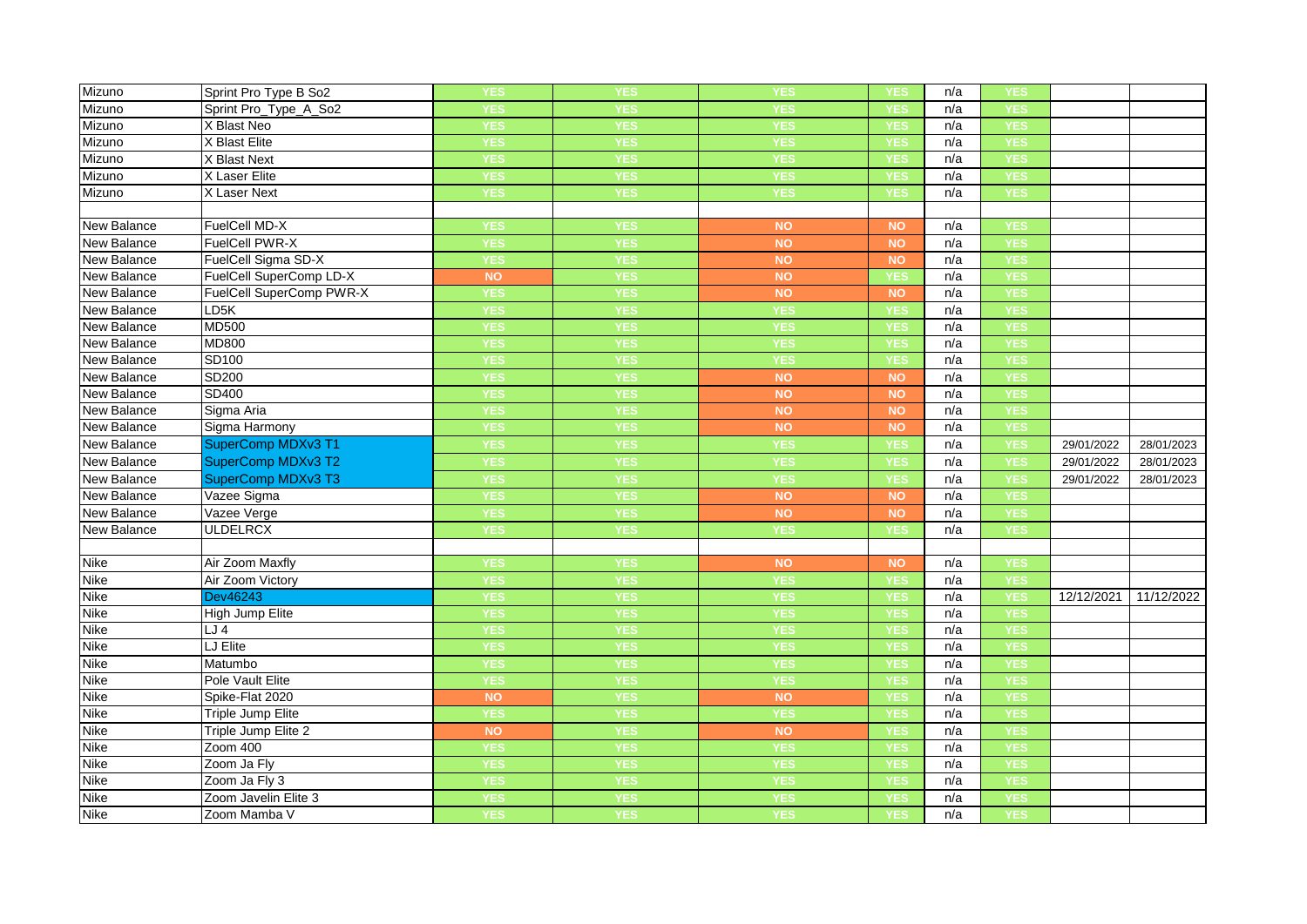| | | | | | | | | | |
|---|---|---|---|---|---|---|---|---|---|
| Mizuno | Sprint Pro Type B So2 | YES | YES | YES | YES | n/a | YES | | |
| Mizuno | Sprint Pro_Type_A_So2 | YES | YES | YES | YES | n/a | YES | | |
| Mizuno | X Blast Neo | YES | YES | YES | YES | n/a | YES | | |
| Mizuno | X Blast Elite | YES | YES | YES | YES | n/a | YES | | |
| Mizuno | X Blast Next | YES | YES | YES | YES | n/a | YES | | |
| Mizuno | X Laser Elite | YES | YES | YES | YES | n/a | YES | | |
| Mizuno | X Laser Next | YES | YES | YES | YES | n/a | YES | | |
| | | | | | | | | | |
| New Balance | FuelCell MD-X | YES | YES | NO | NO | n/a | YES | | |
| New Balance | FuelCell PWR-X | YES | YES | NO | NO | n/a | YES | | |
| New Balance | FuelCell Sigma SD-X | YES | YES | NO | NO | n/a | YES | | |
| New Balance | FuelCell SuperComp LD-X | NO | YES | NO | YES | n/a | YES | | |
| New Balance | FuelCell SuperComp PWR-X | YES | YES | NO | NO | n/a | YES | | |
| New Balance | LD5K | YES | YES | YES | YES | n/a | YES | | |
| New Balance | MD500 | YES | YES | YES | YES | n/a | YES | | |
| New Balance | MD800 | YES | YES | YES | YES | n/a | YES | | |
| New Balance | SD100 | YES | YES | YES | YES | n/a | YES | | |
| New Balance | SD200 | YES | YES | NO | NO | n/a | YES | | |
| New Balance | SD400 | YES | YES | NO | NO | n/a | YES | | |
| New Balance | Sigma Aria | YES | YES | NO | NO | n/a | YES | | |
| New Balance | Sigma Harmony | YES | YES | NO | NO | n/a | YES | | |
| New Balance | SuperComp MDXv3 T1 | YES | YES | YES | YES | n/a | YES | 29/01/2022 | 28/01/2023 |
| New Balance | SuperComp MDXv3 T2 | YES | YES | YES | YES | n/a | YES | 29/01/2022 | 28/01/2023 |
| New Balance | SuperComp MDXv3 T3 | YES | YES | YES | YES | n/a | YES | 29/01/2022 | 28/01/2023 |
| New Balance | Vazee Sigma | YES | YES | NO | NO | n/a | YES | | |
| New Balance | Vazee Verge | YES | YES | NO | NO | n/a | YES | | |
| New Balance | ULDELRCX | YES | YES | YES | YES | n/a | YES | | |
| | | | | | | | | | |
| Nike | Air Zoom Maxfly | YES | YES | NO | NO | n/a | YES | | |
| Nike | Air Zoom Victory | YES | YES | YES | YES | n/a | YES | | |
| Nike | Dev46243 | YES | YES | YES | YES | n/a | YES | 12/12/2021 | 11/12/2022 |
| Nike | High Jump Elite | YES | YES | YES | YES | n/a | YES | | |
| Nike | LJ 4 | YES | YES | YES | YES | n/a | YES | | |
| Nike | LJ Elite | YES | YES | YES | YES | n/a | YES | | |
| Nike | Matumbo | YES | YES | YES | YES | n/a | YES | | |
| Nike | Pole Vault Elite | YES | YES | YES | YES | n/a | YES | | |
| Nike | Spike-Flat 2020 | NO | YES | NO | YES | n/a | YES | | |
| Nike | Triple Jump Elite | YES | YES | YES | YES | n/a | YES | | |
| Nike | Triple Jump Elite 2 | NO | YES | NO | YES | n/a | YES | | |
| Nike | Zoom 400 | YES | YES | YES | YES | n/a | YES | | |
| Nike | Zoom Ja Fly | YES | YES | YES | YES | n/a | YES | | |
| Nike | Zoom Ja Fly 3 | YES | YES | YES | YES | n/a | YES | | |
| Nike | Zoom Javelin Elite 3 | YES | YES | YES | YES | n/a | YES | | |
| Nike | Zoom Mamba V | YES | YES | YES | YES | n/a | YES | | |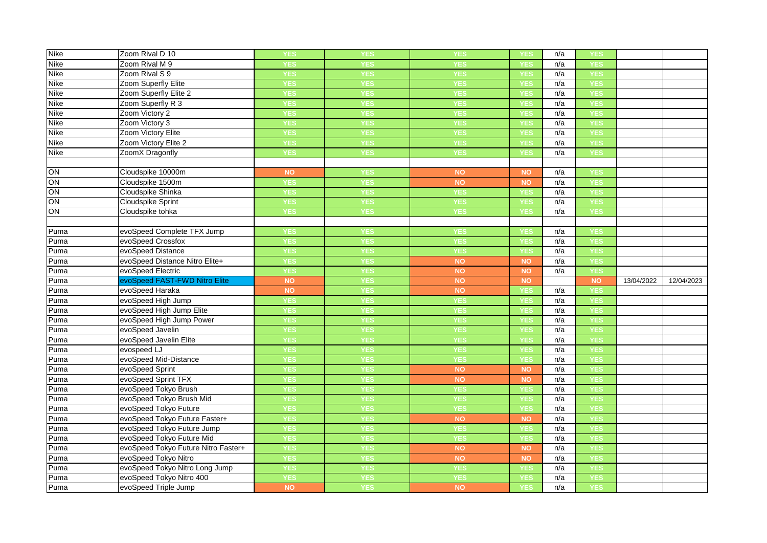| | | | | | | | | | |
|---|---|---|---|---|---|---|---|---|---|
| Nike | Zoom Rival D 10 | YES | YES | YES | YES | n/a | YES | | |
| Nike | Zoom Rival M 9 | YES | YES | YES | YES | n/a | YES | | |
| Nike | Zoom Rival S 9 | YES | YES | YES | YES | n/a | YES | | |
| Nike | Zoom Superfly Elite | YES | YES | YES | YES | n/a | YES | | |
| Nike | Zoom Superfly Elite 2 | YES | YES | YES | YES | n/a | YES | | |
| Nike | Zoom Superfly R 3 | YES | YES | YES | YES | n/a | YES | | |
| Nike | Zoom Victory 2 | YES | YES | YES | YES | n/a | YES | | |
| Nike | Zoom Victory 3 | YES | YES | YES | YES | n/a | YES | | |
| Nike | Zoom Victory Elite | YES | YES | YES | YES | n/a | YES | | |
| Nike | Zoom Victory Elite 2 | YES | YES | YES | YES | n/a | YES | | |
| Nike | ZoomX Dragonfly | YES | YES | YES | YES | n/a | YES | | |
| | | | | | | | | | |
| ON | Cloudspike 10000m | NO | YES | NO | NO | n/a | YES | | |
| ON | Cloudspike 1500m | YES | YES | NO | NO | n/a | YES | | |
| ON | Cloudspike Shinka | YES | YES | YES | YES | n/a | YES | | |
| ON | Cloudspike Sprint | YES | YES | YES | YES | n/a | YES | | |
| ON | Cloudspike tohka | YES | YES | YES | YES | n/a | YES | | |
| | | | | | | | | | |
| Puma | evoSpeed Complete TFX Jump | YES | YES | YES | YES | n/a | YES | | |
| Puma | evoSpeed Crossfox | YES | YES | YES | YES | n/a | YES | | |
| Puma | evoSpeed Distance | YES | YES | YES | YES | n/a | YES | | |
| Puma | evoSpeed Distance Nitro Elite+ | YES | YES | NO | NO | n/a | YES | | |
| Puma | evoSpeed Electric | YES | YES | NO | NO | n/a | YES | | |
| Puma | evoSpeed FAST-FWD Nitro Elite | NO | YES | NO | NO | | NO | 13/04/2022 | 12/04/2023 |
| Puma | evoSpeed Haraka | NO | YES | NO | YES | n/a | YES | | |
| Puma | evoSpeed High Jump | YES | YES | YES | YES | n/a | YES | | |
| Puma | evoSpeed High Jump Elite | YES | YES | YES | YES | n/a | YES | | |
| Puma | evoSpeed High Jump Power | YES | YES | YES | YES | n/a | YES | | |
| Puma | evoSpeed Javelin | YES | YES | YES | YES | n/a | YES | | |
| Puma | evoSpeed Javelin Elite | YES | YES | YES | YES | n/a | YES | | |
| Puma | evospeed LJ | YES | YES | YES | YES | n/a | YES | | |
| Puma | evoSpeed Mid-Distance | YES | YES | YES | YES | n/a | YES | | |
| Puma | evoSpeed Sprint | YES | YES | NO | NO | n/a | YES | | |
| Puma | evoSpeed Sprint TFX | YES | YES | NO | NO | n/a | YES | | |
| Puma | evoSpeed Tokyo Brush | YES | YES | YES | YES | n/a | YES | | |
| Puma | evoSpeed Tokyo Brush Mid | YES | YES | YES | YES | n/a | YES | | |
| Puma | evoSpeed Tokyo Future | YES | YES | YES | YES | n/a | YES | | |
| Puma | evoSpeed Tokyo Future Faster+ | YES | YES | NO | NO | n/a | YES | | |
| Puma | evoSpeed Tokyo Future Jump | YES | YES | YES | YES | n/a | YES | | |
| Puma | evoSpeed Tokyo Future Mid | YES | YES | YES | YES | n/a | YES | | |
| Puma | evoSpeed Tokyo Future Nitro Faster+ | YES | YES | NO | NO | n/a | YES | | |
| Puma | evoSpeed Tokyo Nitro | YES | YES | NO | NO | n/a | YES | | |
| Puma | evoSpeed Tokyo Nitro Long Jump | YES | YES | YES | YES | n/a | YES | | |
| Puma | evoSpeed Tokyo Nitro 400 | YES | YES | YES | YES | n/a | YES | | |
| Puma | evoSpeed Triple Jump | NO | YES | NO | YES | n/a | YES | | |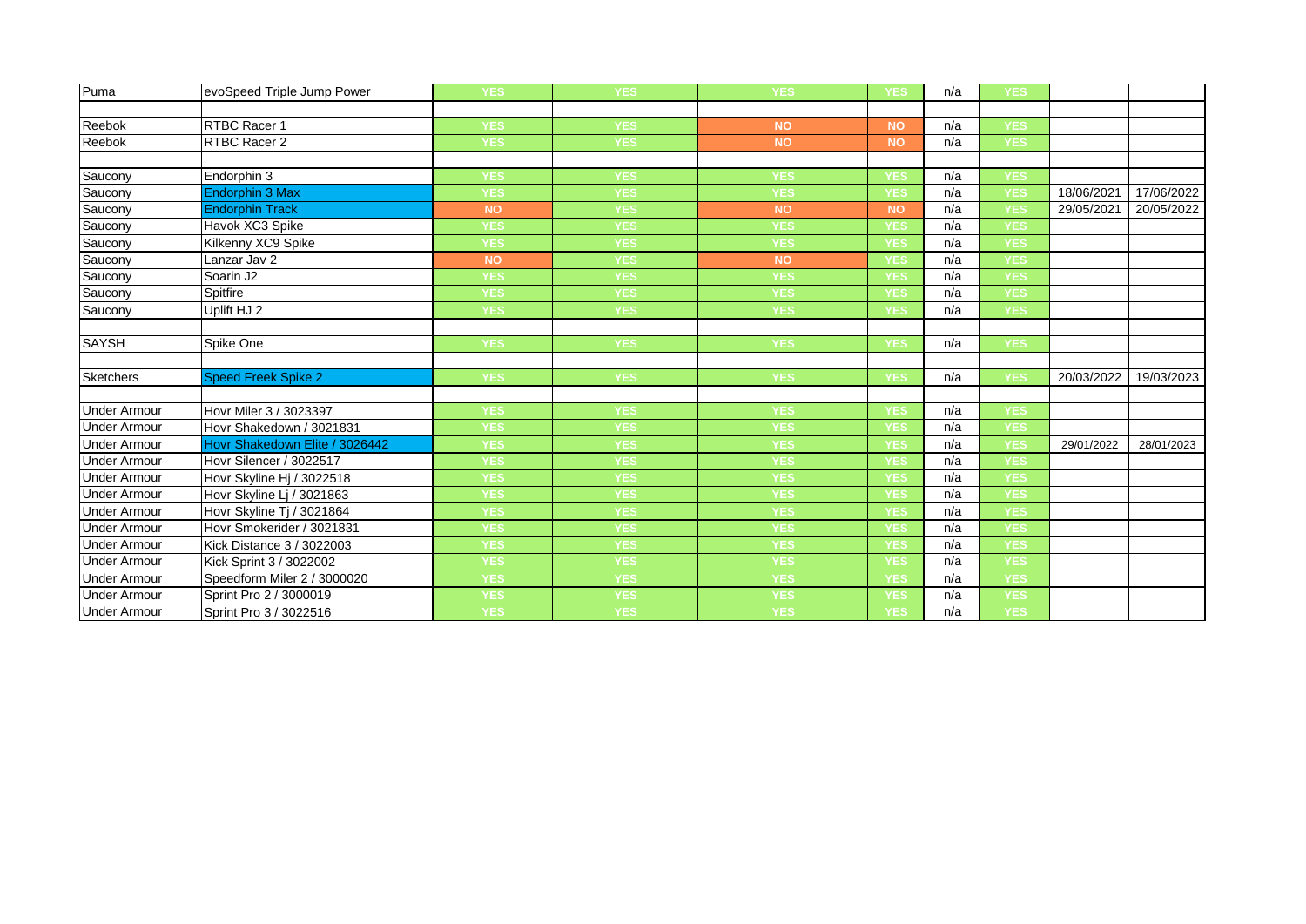| | | | | | | | | | |
|---|---|---|---|---|---|---|---|---|---|
| Puma | evoSpeed Triple Jump Power | YES | YES | YES | YES | n/a | YES | | |
| | | | | | | | | | |
| Reebok | RTBC Racer 1 | YES | YES | NO | NO | n/a | YES | | |
| Reebok | RTBC Racer 2 | YES | YES | NO | NO | n/a | YES | | |
| | | | | | | | | | |
| Saucony | Endorphin 3 | YES | YES | YES | YES | n/a | YES | | |
| Saucony | Endorphin 3 Max | YES | YES | YES | YES | n/a | YES | 18/06/2021 | 17/06/2022 |
| Saucony | Endorphin Track | NO | YES | NO | NO | n/a | YES | 29/05/2021 | 20/05/2022 |
| Saucony | Havok XC3 Spike | YES | YES | YES | YES | n/a | YES | | |
| Saucony | Kilkenny XC9 Spike | YES | YES | YES | YES | n/a | YES | | |
| Saucony | Lanzar Jav 2 | NO | YES | NO | YES | n/a | YES | | |
| Saucony | Soarin J2 | YES | YES | YES | YES | n/a | YES | | |
| Saucony | Spitfire | YES | YES | YES | YES | n/a | YES | | |
| Saucony | Uplift HJ 2 | YES | YES | YES | YES | n/a | YES | | |
| | | | | | | | | | |
| SAYSH | Spike One | YES | YES | YES | YES | n/a | YES | | |
| | | | | | | | | | |
| Sketchers | Speed Freek Spike 2 | YES | YES | YES | YES | n/a | YES | 20/03/2022 | 19/03/2023 |
| | | | | | | | | | |
| Under Armour | Hovr Miler 3 / 3023397 | YES | YES | YES | YES | n/a | YES | | |
| Under Armour | Hovr Shakedown / 3021831 | YES | YES | YES | YES | n/a | YES | | |
| Under Armour | Hovr Shakedown Elite / 3026442 | YES | YES | YES | YES | n/a | YES | 29/01/2022 | 28/01/2023 |
| Under Armour | Hovr Silencer / 3022517 | YES | YES | YES | YES | n/a | YES | | |
| Under Armour | Hovr Skyline Hj / 3022518 | YES | YES | YES | YES | n/a | YES | | |
| Under Armour | Hovr Skyline Lj / 3021863 | YES | YES | YES | YES | n/a | YES | | |
| Under Armour | Hovr Skyline Tj / 3021864 | YES | YES | YES | YES | n/a | YES | | |
| Under Armour | Hovr Smokerider / 3021831 | YES | YES | YES | YES | n/a | YES | | |
| Under Armour | Kick Distance 3 / 3022003 | YES | YES | YES | YES | n/a | YES | | |
| Under Armour | Kick Sprint 3 / 3022002 | YES | YES | YES | YES | n/a | YES | | |
| Under Armour | Speedform Miler 2 / 3000020 | YES | YES | YES | YES | n/a | YES | | |
| Under Armour | Sprint Pro 2 / 3000019 | YES | YES | YES | YES | n/a | YES | | |
| Under Armour | Sprint Pro 3 / 3022516 | YES | YES | YES | YES | n/a | YES | | |